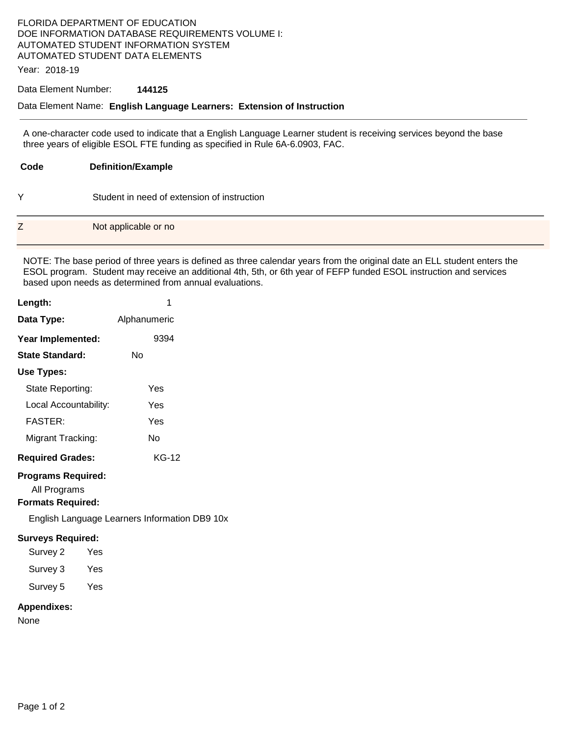FLORIDA DEPARTMENT OF EDUCATION
DOE INFORMATION DATABASE REQUIREMENTS VOLUME I:
AUTOMATED STUDENT INFORMATION SYSTEM
AUTOMATED STUDENT DATA ELEMENTS

Year: 2018-19

Data Element Number: **144125**

Data Element Name: **English Language Learners: Extension of Instruction**

---

A one-character code used to indicate that a English Language Learner student is receiving services beyond the base three years of eligible ESOL FTE funding as specified in Rule 6A-6.0903, FAC.

| Code | Definition/Example |
|---|---|
| Y | Student in need of extension of instruction |
| Z | Not applicable or no |

NOTE: The base period of three years is defined as three calendar years from the original date an ELL student enters the ESOL program. Student may receive an additional 4th, 5th, or 6th year of FEFP funded ESOL instruction and services based upon needs as determined from annual evaluations.

**Length:** 1

**Data Type:** Alphanumeric

**Year Implemented:** 9394

**State Standard:** No

**Use Types:**

- State Reporting: Yes
- Local Accountability: Yes
- FASTER: Yes
- Migrant Tracking: No

**Required Grades:** KG-12

**Programs Required:**

All Programs

**Formats Required:**

English Language Learners Information DB9 10x

**Surveys Required:**

- Survey 2 Yes
- Survey 3 Yes
- Survey 5 Yes

**Appendixes:**

None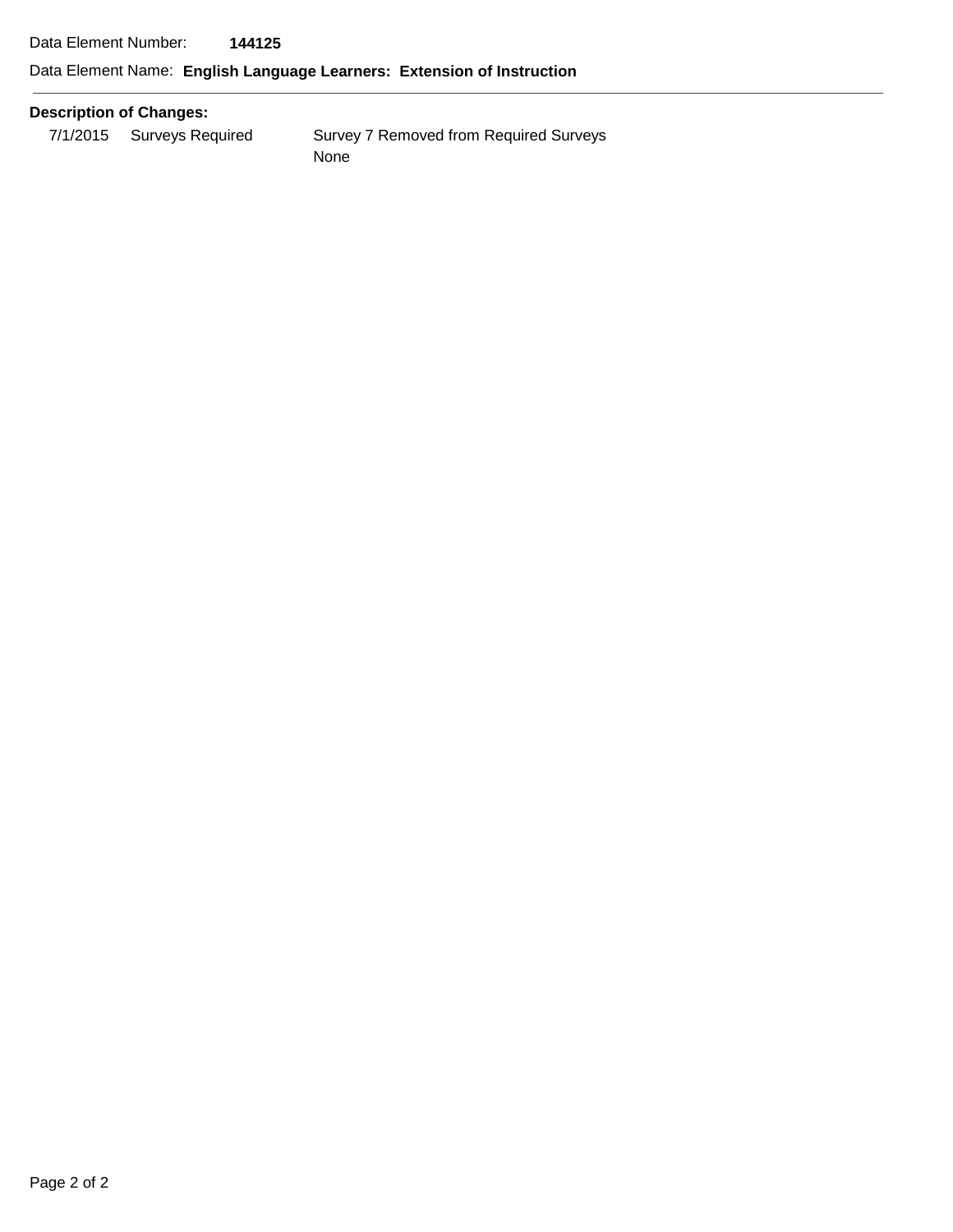Data Element Number: **144125**

Data Element Name: **English Language Learners: Extension of Instruction**

---

**Description of Changes:**

| | | |
|---|---|---|
| 7/1/2015 | Surveys Required | Survey 7 Removed from Required Surveys<br>None |